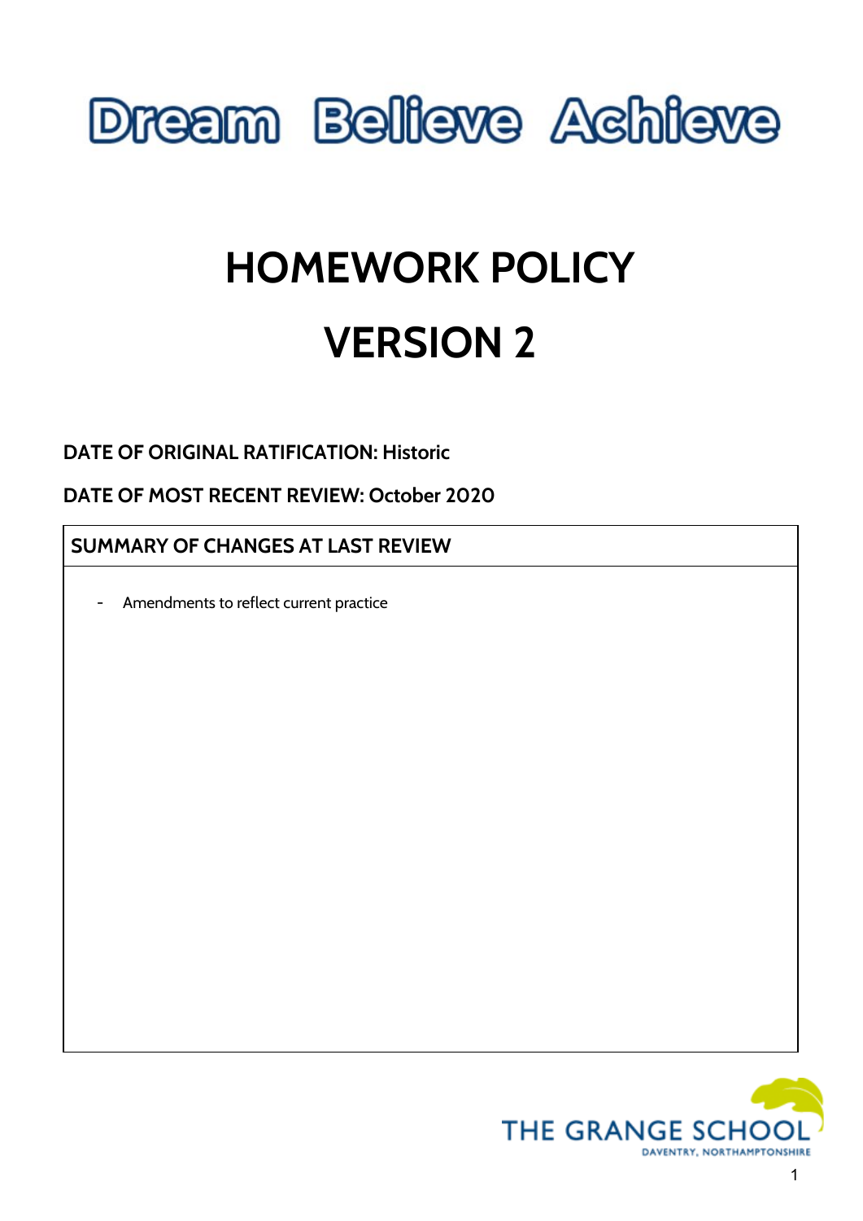Dream Believe Achieve

# HOMEWORK POLICY

# VERSION 2

**DATE OF ORIGINAL RATIFICATION: Historic**

**DATE OF MOST RECENT REVIEW: October 2020**

| SUMMARY OF CHANGES AT LAST REVIEW |
| --- |
| - Amendments to reflect current practice |

THE GRANGE SCHOOL
DAVENTRY, NORTHAMPTONSHIRE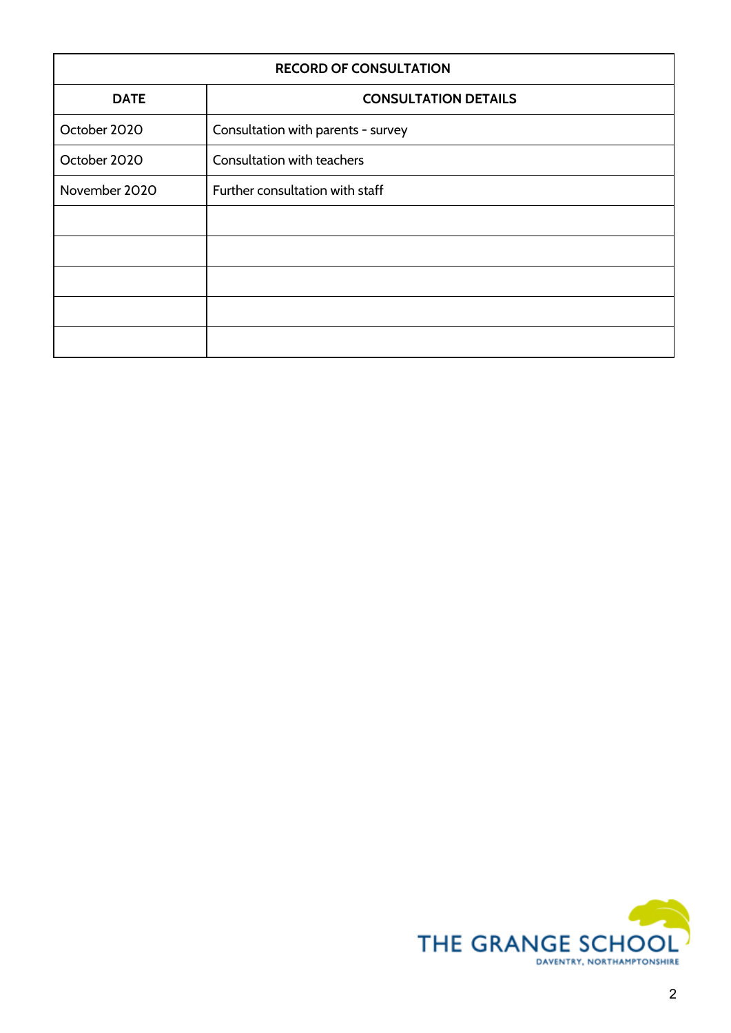| RECORD OF CONSULTATION | |
|---|---|
| **DATE** | **CONSULTATION DETAILS** |
| October 2020 | Consultation with parents - survey |
| October 2020 | Consultation with teachers |
| November 2020 | Further consultation with staff |
| | |
| | |
| | |
| | |
| | |

THE GRANGE SCHOOL
DAVENTRY, NORTHAMPTONSHIRE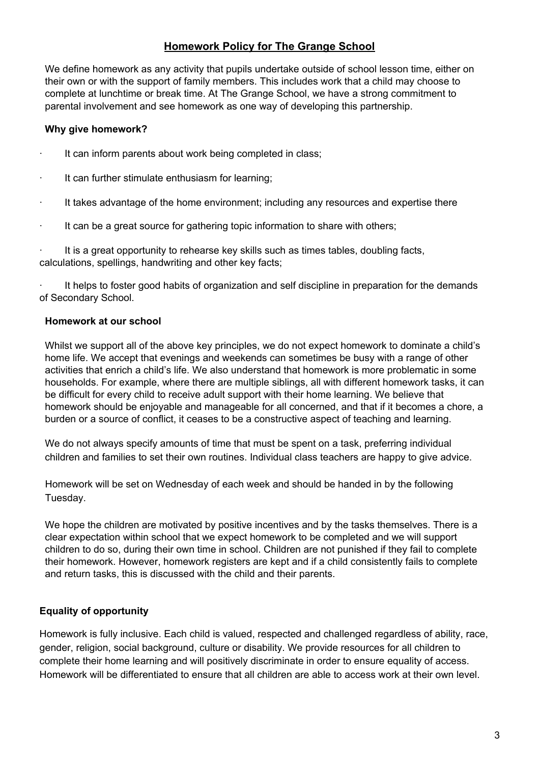# Homework Policy for The Grange School

We define homework as any activity that pupils undertake outside of school lesson time, either on their own or with the support of family members. This includes work that a child may choose to complete at lunchtime or break time. At The Grange School, we have a strong commitment to parental involvement and see homework as one way of developing this partnership.

**Why give homework?**

- It can inform parents about work being completed in class;
- It can further stimulate enthusiasm for learning;
- It takes advantage of the home environment; including any resources and expertise there
- It can be a great source for gathering topic information to share with others;
- It is a great opportunity to rehearse key skills such as times tables, doubling facts, calculations, spellings, handwriting and other key facts;
- It helps to foster good habits of organization and self discipline in preparation for the demands of Secondary School.

**Homework at our school**

Whilst we support all of the above key principles, we do not expect homework to dominate a child's home life. We accept that evenings and weekends can sometimes be busy with a range of other activities that enrich a child's life. We also understand that homework is more problematic in some households. For example, where there are multiple siblings, all with different homework tasks, it can be difficult for every child to receive adult support with their home learning. We believe that homework should be enjoyable and manageable for all concerned, and that if it becomes a chore, a burden or a source of conflict, it ceases to be a constructive aspect of teaching and learning.

We do not always specify amounts of time that must be spent on a task, preferring individual children and families to set their own routines. Individual class teachers are happy to give advice.

Homework will be set on Wednesday of each week and should be handed in by the following Tuesday.

We hope the children are motivated by positive incentives and by the tasks themselves. There is a clear expectation within school that we expect homework to be completed and we will support children to do so, during their own time in school. Children are not punished if they fail to complete their homework. However, homework registers are kept and if a child consistently fails to complete and return tasks, this is discussed with the child and their parents.

**Equality of opportunity**

Homework is fully inclusive. Each child is valued, respected and challenged regardless of ability, race, gender, religion, social background, culture or disability. We provide resources for all children to complete their home learning and will positively discriminate in order to ensure equality of access. Homework will be differentiated to ensure that all children are able to access work at their own level.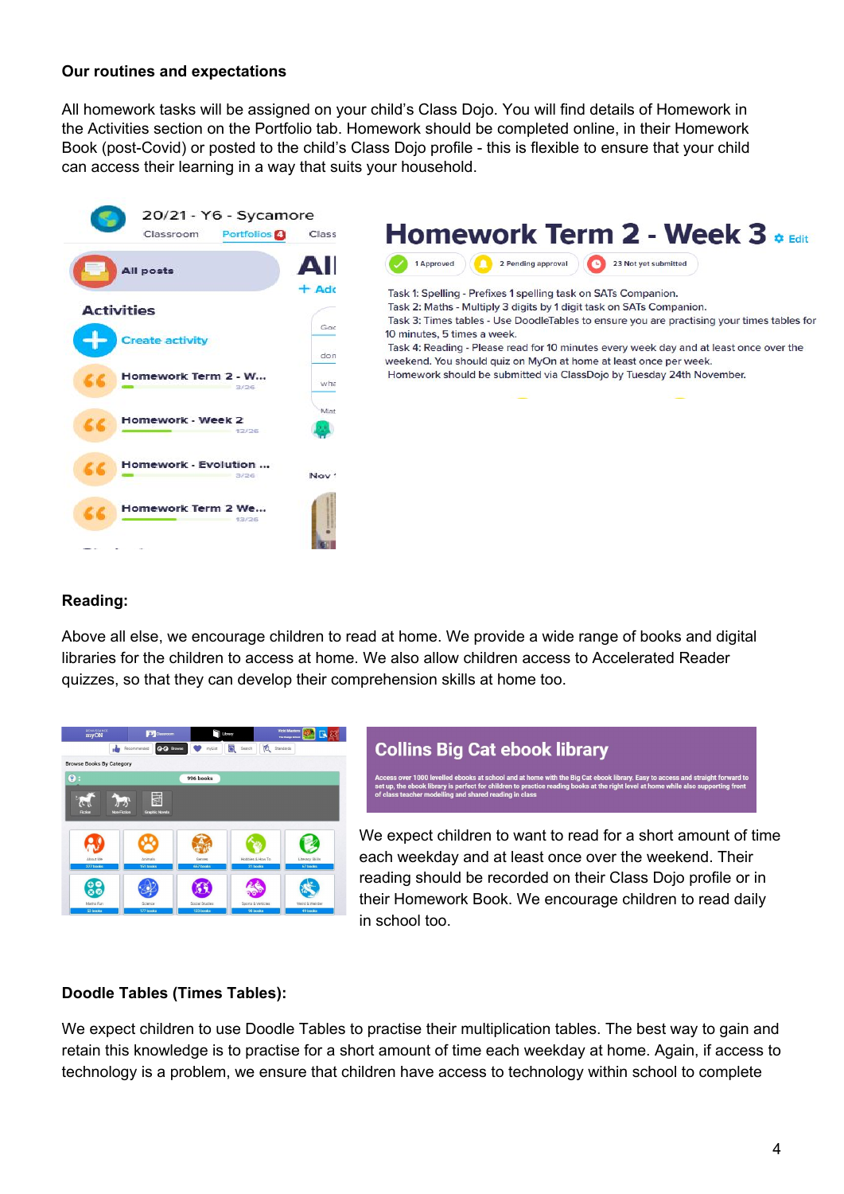**Our routines and expectations**

All homework tasks will be assigned on your child's Class Dojo. You will find details of Homework in the Activities section on the Portfolio tab. Homework should be completed online, in their Homework Book (post-Covid) or posted to the child's Class Dojo profile - this is flexible to ensure that your child can access their learning in a way that suits your household.

**Reading:**

Above all else, we encourage children to read at home. We provide a wide range of books and digital libraries for the children to access at home. We also allow children access to Accelerated Reader quizzes, so that they can develop their comprehension skills at home too.

We expect children to want to read for a short amount of time each weekday and at least once over the weekend. Their reading should be recorded on their Class Dojo profile or in their Homework Book. We encourage children to read daily in school too.

**Doodle Tables (Times Tables):**

We expect children to use Doodle Tables to practise their multiplication tables. The best way to gain and retain this knowledge is to practise for a short amount of time each weekday at home. Again, if access to technology is a problem, we ensure that children have access to technology within school to complete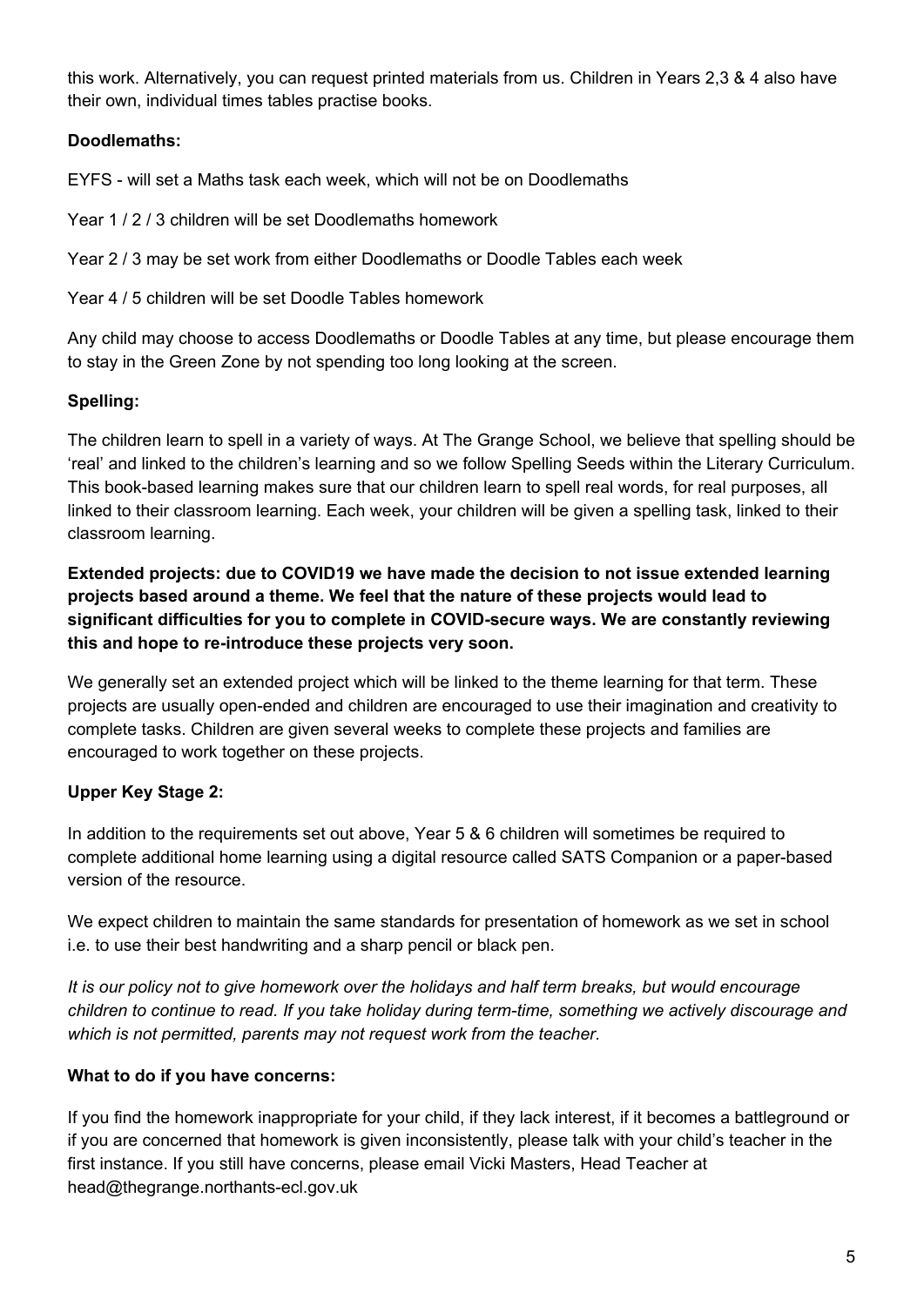this work. Alternatively, you can request printed materials from us. Children in Years 2,3 & 4 also have their own, individual times tables practise books.

**Doodlemaths:**

EYFS - will set a Maths task each week, which will not be on Doodlemaths

Year 1 / 2 / 3 children will be set Doodlemaths homework

Year 2 / 3 may be set work from either Doodlemaths or Doodle Tables each week

Year 4 / 5 children will be set Doodle Tables homework

Any child may choose to access Doodlemaths or Doodle Tables at any time, but please encourage them to stay in the Green Zone by not spending too long looking at the screen.

**Spelling:**

The children learn to spell in a variety of ways. At The Grange School, we believe that spelling should be 'real' and linked to the children's learning and so we follow Spelling Seeds within the Literary Curriculum. This book-based learning makes sure that our children learn to spell real words, for real purposes, all linked to their classroom learning. Each week, your children will be given a spelling task, linked to their classroom learning.

**Extended projects: due to COVID19 we have made the decision to not issue extended learning projects based around a theme. We feel that the nature of these projects would lead to significant difficulties for you to complete in COVID-secure ways. We are constantly reviewing this and hope to re-introduce these projects very soon.**

We generally set an extended project which will be linked to the theme learning for that term. These projects are usually open-ended and children are encouraged to use their imagination and creativity to complete tasks. Children are given several weeks to complete these projects and families are encouraged to work together on these projects.

**Upper Key Stage 2:**

In addition to the requirements set out above, Year 5 & 6 children will sometimes be required to complete additional home learning using a digital resource called SATS Companion or a paper-based version of the resource.

We expect children to maintain the same standards for presentation of homework as we set in school i.e. to use their best handwriting and a sharp pencil or black pen.

*It is our policy not to give homework over the holidays and half term breaks, but would encourage children to continue to read. If you take holiday during term-time, something we actively discourage and which is not permitted, parents may not request work from the teacher.*

**What to do if you have concerns:**

If you find the homework inappropriate for your child, if they lack interest, if it becomes a battleground or if you are concerned that homework is given inconsistently, please talk with your child's teacher in the first instance. If you still have concerns, please email Vicki Masters, Head Teacher at head@thegrange.northants-ecl.gov.uk